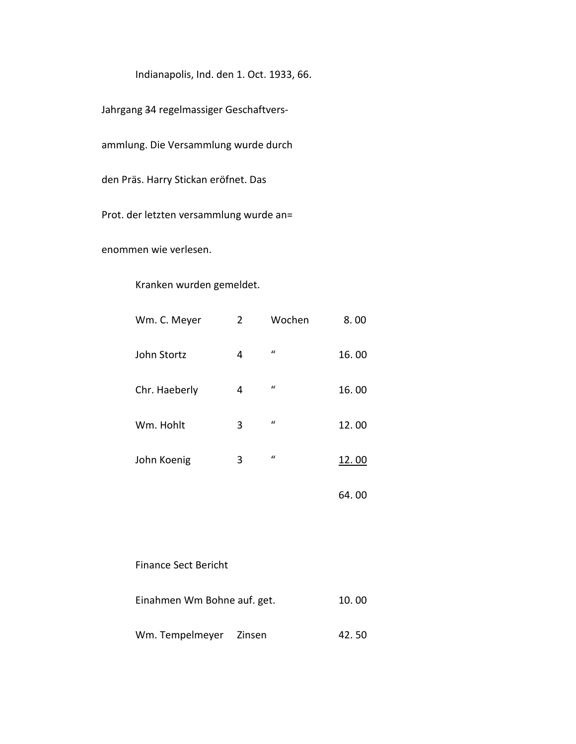Indianapolis, Ind. den 1. Oct. 1933, 66.

Jahrgang ~~3~~4 regelmassiger Geschaftvers-

ammlung. Die Versammlung wurde durch

den Präs. Harry Stickan eröfnet. Das

Prot. der letzten versammlung wurde an=

enommen wie verlesen.

Kranken wurden gemeldet.

| | | | |
|---|---|---|---|
| Wm. C. Meyer | 2 | Wochen | 8. 00 |
| John Stortz | 4 | " | 16. 00 |
| Chr. Haeberly | 4 | " | 16. 00 |
| Wm. Hohlt | 3 | " | 12. 00 |
| John Koenig | 3 | " | <u>12. 00</u> |
| | | | 64. 00 |

Finance Sect Bericht

| | | |
|---|---|---|
| Einahmen Wm Bohne auf. get. | | 10. 00 |
| Wm. Tempelmeyer | Zinsen | 42. 50 |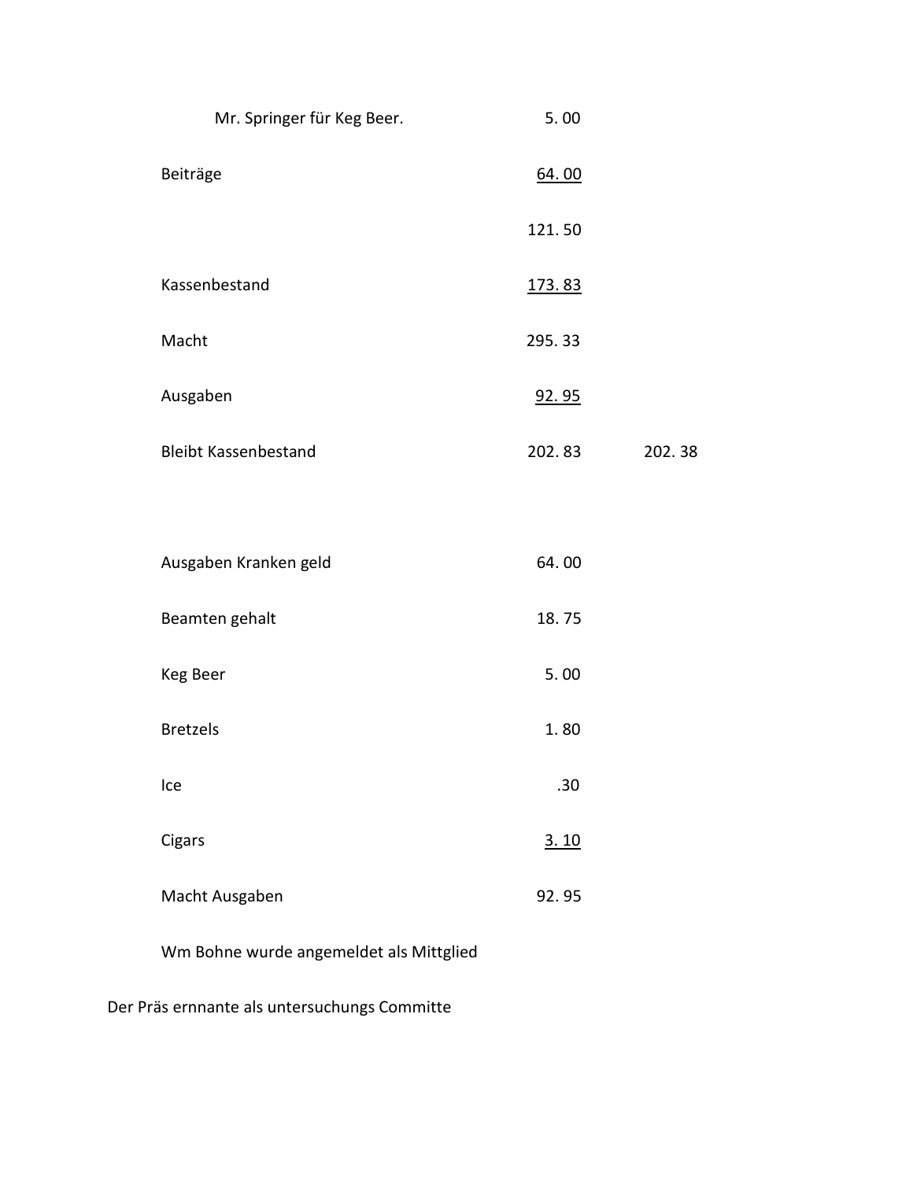| | | |
|---|---|---|
| Mr. Springer für Keg Beer. | 5. 00 | |
| Beiträge | <u>64. 00</u> | |
| | 121. 50 | |
| Kassenbestand | <u>173. 83</u> | |
| Macht | 295. 33 | |
| Ausgaben | <u>92. 95</u> | |
| Bleibt Kassenbestand | 202. 83 | 202. 38 |

| | |
|---|---|
| Ausgaben Kranken geld | 64. 00 |
| Beamten gehalt | 18. 75 |
| Keg Beer | 5. 00 |
| Bretzels | 1. 80 |
| Ice | .30 |
| Cigars | <u>3. 10</u> |
| Macht Ausgaben | 92. 95 |

Wm Bohne wurde angemeldet als Mittglied

Der Präs ernnante als untersuchungs Committe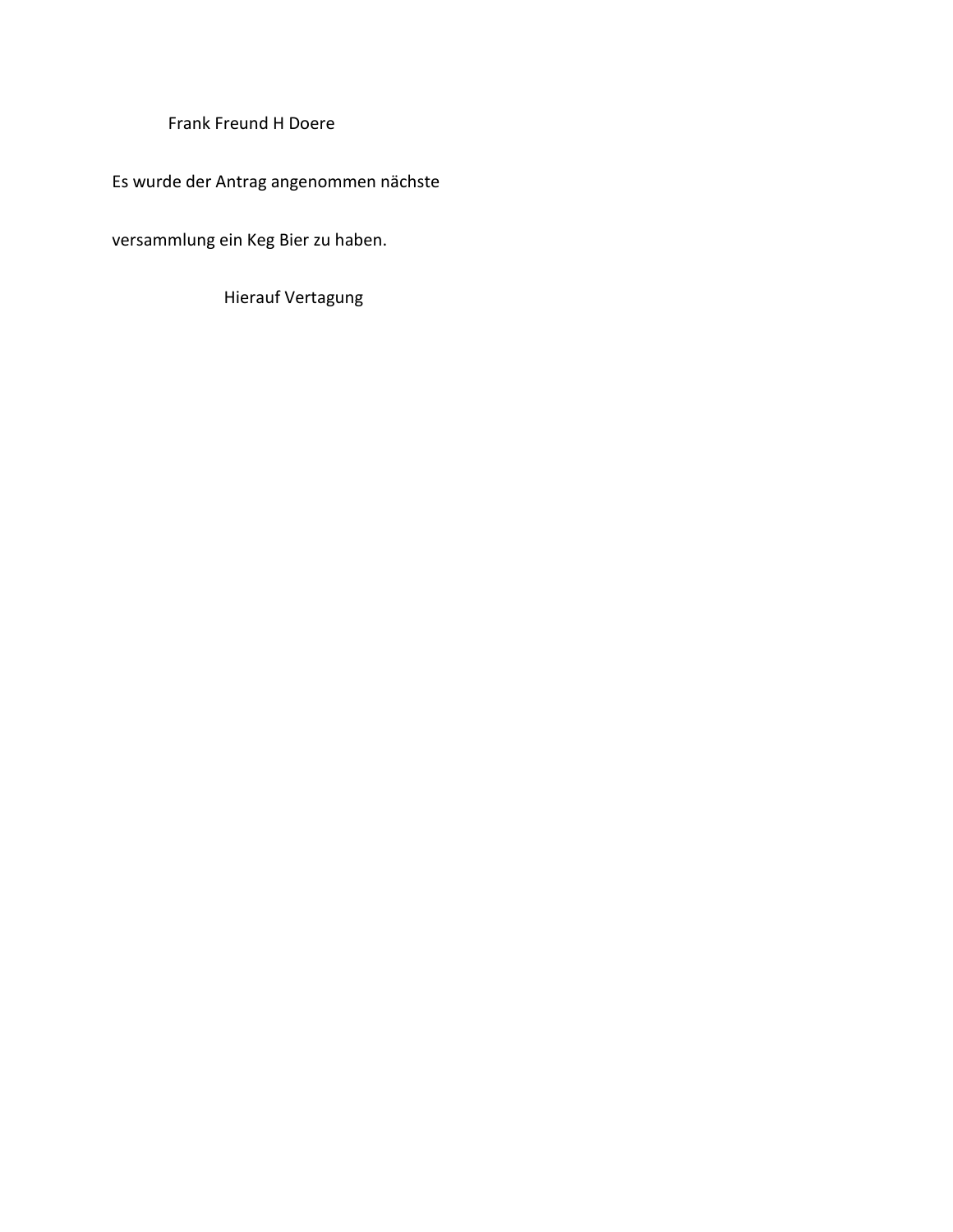Frank Freund H Doere

Es wurde der Antrag angenommen nächste

versammlung ein Keg Bier zu haben.

Hierauf Vertagung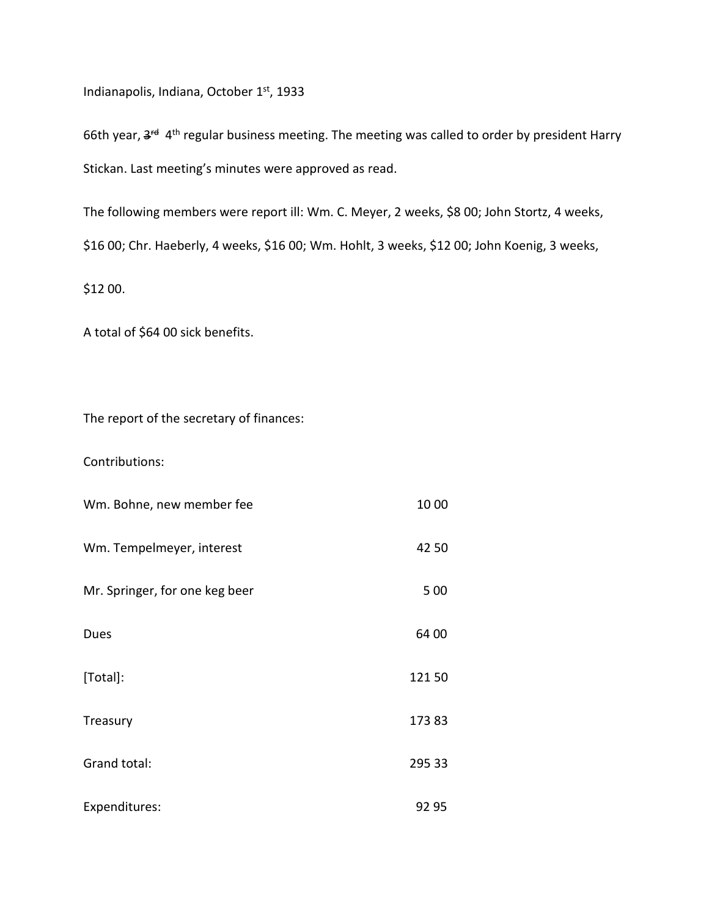Indianapolis, Indiana, October 1st, 1933

66th year, ~~3rd~~ 4th regular business meeting. The meeting was called to order by president Harry Stickan. Last meeting's minutes were approved as read.

The following members were report ill: Wm. C. Meyer, 2 weeks, $8 00; John Stortz, 4 weeks, $16 00; Chr. Haeberly, 4 weeks, $16 00; Wm. Hohlt, 3 weeks, $12 00; John Koenig, 3 weeks, $12 00.

A total of $64 00 sick benefits.

The report of the secretary of finances:

Contributions:

| | |
|---|---:|
| Wm. Bohne, new member fee | 10 00 |
| Wm. Tempelmeyer, interest | 42 50 |
| Mr. Springer, for one keg beer | 5 00 |
| Dues | 64 00 |
| [Total]: | 121 50 |
| Treasury | 173 83 |
| Grand total: | 295 33 |
| Expenditures: | 92 95 |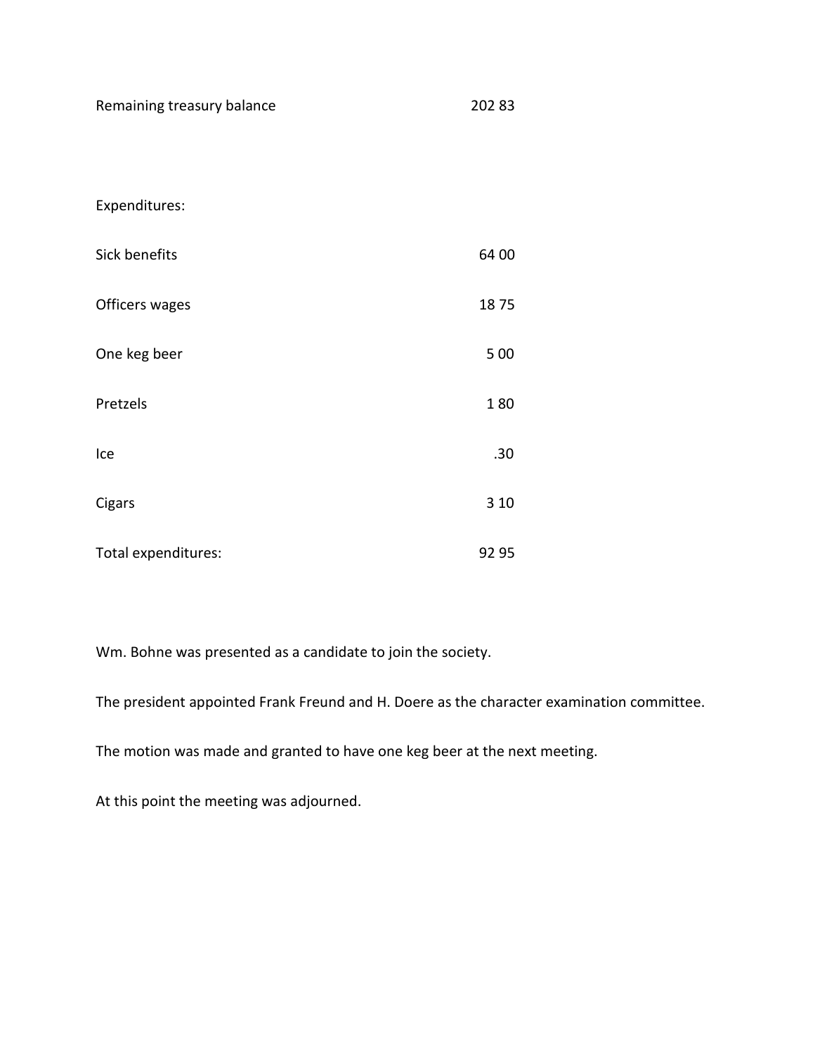| | |
|---|---|
| Remaining treasury balance | 202 83 |

Expenditures:

| | |
|---|---|
| Sick benefits | 64 00 |
| Officers wages | 18 75 |
| One keg beer | 5 00 |
| Pretzels | 1 80 |
| Ice | .30 |
| Cigars | 3 10 |
| Total expenditures: | 92 95 |

Wm. Bohne was presented as a candidate to join the society.

The president appointed Frank Freund and H. Doere as the character examination committee.

The motion was made and granted to have one keg beer at the next meeting.

At this point the meeting was adjourned.